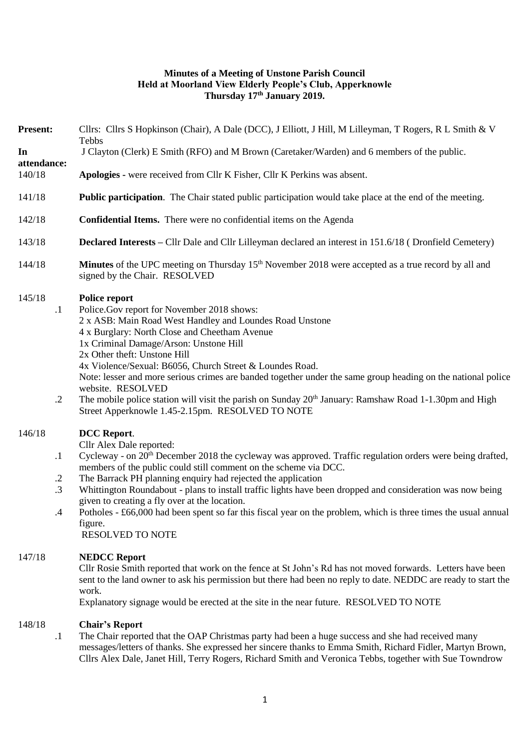**Minutes of a Meeting of Unstone Parish Council**
**Held at Moorland View Elderly People's Club, Apperknowle**
**Thursday 17th January 2019.**

**Present:** Cllrs: Cllrs S Hopkinson (Chair), A Dale (DCC), J Elliott, J Hill, M Lilleyman, T Rogers, R L Smith & V Tebbs

**In attendance:** J Clayton (Clerk) E Smith (RFO) and M Brown (Caretaker/Warden) and 6 members of the public.

140/18 **Apologies** - were received from Cllr K Fisher, Cllr K Perkins was absent.

141/18 **Public participation**. The Chair stated public participation would take place at the end of the meeting.

142/18 **Confidential Items.** There were no confidential items on the Agenda

143/18 **Declared Interests –** Cllr Dale and Cllr Lilleyman declared an interest in 151.6/18 ( Dronfield Cemetery)

144/18 **Minutes** of the UPC meeting on Thursday 15th November 2018 were accepted as a true record by all and signed by the Chair. RESOLVED

145/18 **Police report**

.1 Police.Gov report for November 2018 shows:
2 x ASB: Main Road West Handley and Loundes Road Unstone
4 x Burglary: North Close and Cheetham Avenue
1x Criminal Damage/Arson: Unstone Hill
2x Other theft: Unstone Hill
4x Violence/Sexual: B6056, Church Street & Loundes Road.
Note: lesser and more serious crimes are banded together under the same group heading on the national police website. RESOLVED

.2 The mobile police station will visit the parish on Sunday 20th January: Ramshaw Road 1-1.30pm and High Street Apperknowle 1.45-2.15pm. RESOLVED TO NOTE

146/18 **DCC Report**.

Cllr Alex Dale reported:

.1 Cycleway - on 20th December 2018 the cycleway was approved. Traffic regulation orders were being drafted, members of the public could still comment on the scheme via DCC.

.2 The Barrack PH planning enquiry had rejected the application

.3 Whittington Roundabout - plans to install traffic lights have been dropped and consideration was now being given to creating a fly over at the location.

.4 Potholes - £66,000 had been spent so far this fiscal year on the problem, which is three times the usual annual figure.
RESOLVED TO NOTE

147/18 **NEDCC Report**

Cllr Rosie Smith reported that work on the fence at St John's Rd has not moved forwards. Letters have been sent to the land owner to ask his permission but there had been no reply to date. NEDDC are ready to start the work.

Explanatory signage would be erected at the site in the near future. RESOLVED TO NOTE

148/18 **Chair's Report**

.1 The Chair reported that the OAP Christmas party had been a huge success and she had received many messages/letters of thanks. She expressed her sincere thanks to Emma Smith, Richard Fidler, Martyn Brown, Cllrs Alex Dale, Janet Hill, Terry Rogers, Richard Smith and Veronica Tebbs, together with Sue Towndrow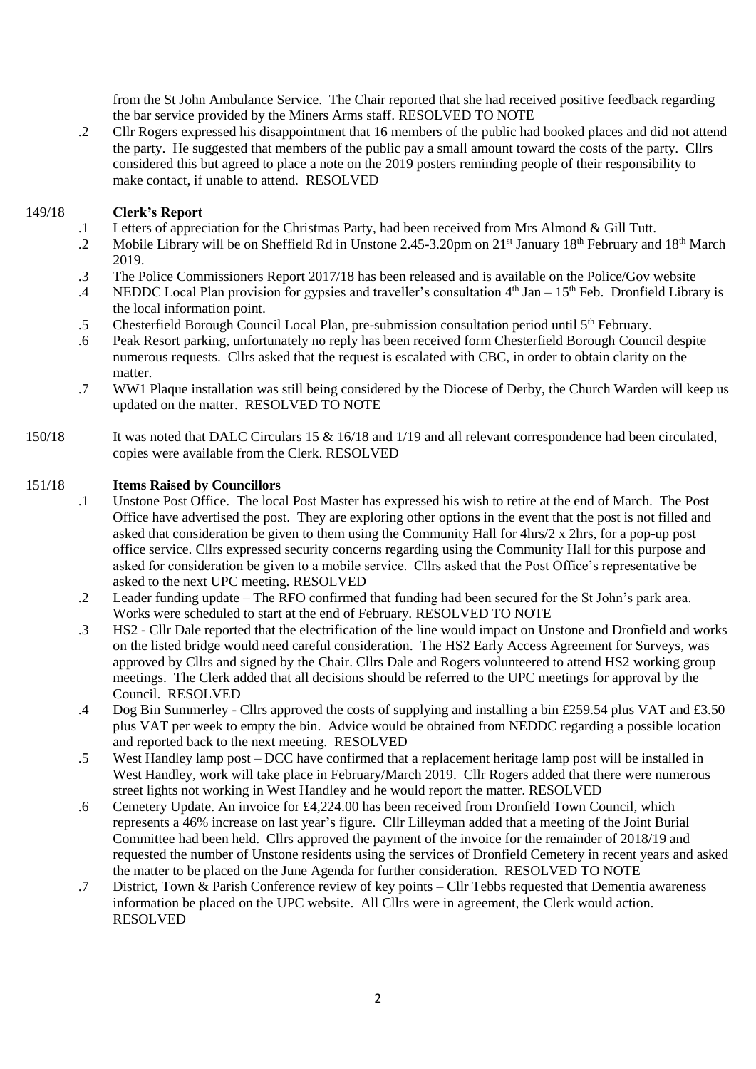from the St John Ambulance Service. The Chair reported that she had received positive feedback regarding the bar service provided by the Miners Arms staff. RESOLVED TO NOTE

.2 Cllr Rogers expressed his disappointment that 16 members of the public had booked places and did not attend the party. He suggested that members of the public pay a small amount toward the costs of the party. Cllrs considered this but agreed to place a note on the 2019 posters reminding people of their responsibility to make contact, if unable to attend. RESOLVED

**149/18 Clerk's Report**

.1 Letters of appreciation for the Christmas Party, had been received from Mrs Almond & Gill Tutt.

.2 Mobile Library will be on Sheffield Rd in Unstone 2.45-3.20pm on 21st January 18th February and 18th March 2019.

.3 The Police Commissioners Report 2017/18 has been released and is available on the Police/Gov website

.4 NEDDC Local Plan provision for gypsies and traveller's consultation 4th Jan – 15th Feb. Dronfield Library is the local information point.

.5 Chesterfield Borough Council Local Plan, pre-submission consultation period until 5th February.

.6 Peak Resort parking, unfortunately no reply has been received form Chesterfield Borough Council despite numerous requests. Cllrs asked that the request is escalated with CBC, in order to obtain clarity on the matter.

.7 WW1 Plaque installation was still being considered by the Diocese of Derby, the Church Warden will keep us updated on the matter. RESOLVED TO NOTE

150/18 It was noted that DALC Circulars 15 & 16/18 and 1/19 and all relevant correspondence had been circulated, copies were available from the Clerk. RESOLVED

**151/18 Items Raised by Councillors**

.1 Unstone Post Office. The local Post Master has expressed his wish to retire at the end of March. The Post Office have advertised the post. They are exploring other options in the event that the post is not filled and asked that consideration be given to them using the Community Hall for 4hrs/2 x 2hrs, for a pop-up post office service. Cllrs expressed security concerns regarding using the Community Hall for this purpose and asked for consideration be given to a mobile service. Cllrs asked that the Post Office's representative be asked to the next UPC meeting. RESOLVED

.2 Leader funding update – The RFO confirmed that funding had been secured for the St John's park area. Works were scheduled to start at the end of February. RESOLVED TO NOTE

.3 HS2 - Cllr Dale reported that the electrification of the line would impact on Unstone and Dronfield and works on the listed bridge would need careful consideration. The HS2 Early Access Agreement for Surveys, was approved by Cllrs and signed by the Chair. Cllrs Dale and Rogers volunteered to attend HS2 working group meetings. The Clerk added that all decisions should be referred to the UPC meetings for approval by the Council. RESOLVED

.4 Dog Bin Summerley - Cllrs approved the costs of supplying and installing a bin £259.54 plus VAT and £3.50 plus VAT per week to empty the bin. Advice would be obtained from NEDDC regarding a possible location and reported back to the next meeting. RESOLVED

.5 West Handley lamp post – DCC have confirmed that a replacement heritage lamp post will be installed in West Handley, work will take place in February/March 2019. Cllr Rogers added that there were numerous street lights not working in West Handley and he would report the matter. RESOLVED

.6 Cemetery Update. An invoice for £4,224.00 has been received from Dronfield Town Council, which represents a 46% increase on last year's figure. Cllr Lilleyman added that a meeting of the Joint Burial Committee had been held. Cllrs approved the payment of the invoice for the remainder of 2018/19 and requested the number of Unstone residents using the services of Dronfield Cemetery in recent years and asked the matter to be placed on the June Agenda for further consideration. RESOLVED TO NOTE

.7 District, Town & Parish Conference review of key points – Cllr Tebbs requested that Dementia awareness information be placed on the UPC website. All Cllrs were in agreement, the Clerk would action. RESOLVED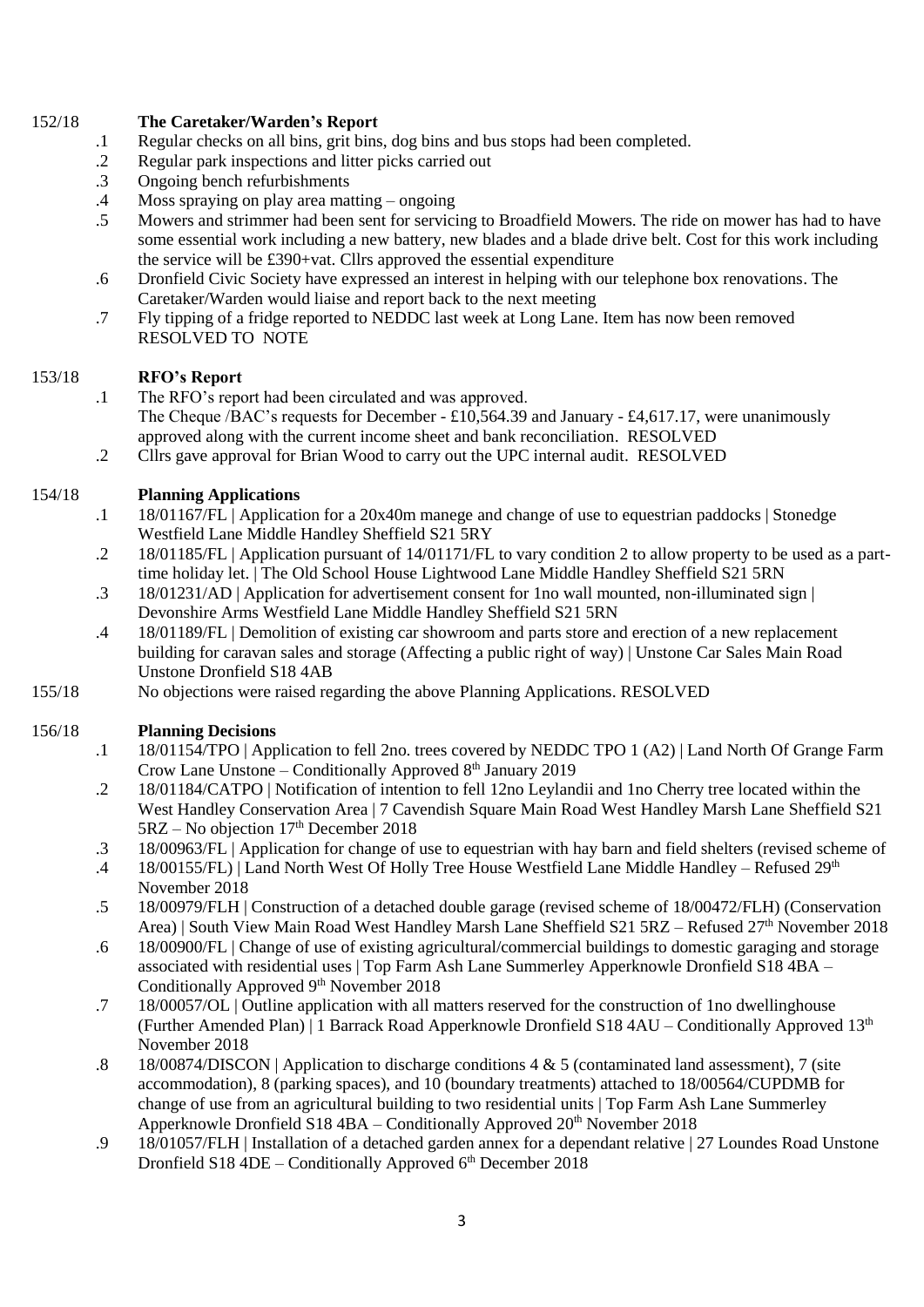152/18 **The Caretaker/Warden's Report**

- .1 Regular checks on all bins, grit bins, dog bins and bus stops had been completed.
- .2 Regular park inspections and litter picks carried out
- .3 Ongoing bench refurbishments
- .4 Moss spraying on play area matting – ongoing
- .5 Mowers and strimmer had been sent for servicing to Broadfield Mowers. The ride on mower has had to have some essential work including a new battery, new blades and a blade drive belt. Cost for this work including the service will be £390+vat. Cllrs approved the essential expenditure
- .6 Dronfield Civic Society have expressed an interest in helping with our telephone box renovations. The Caretaker/Warden would liaise and report back to the next meeting
- .7 Fly tipping of a fridge reported to NEDDC last week at Long Lane. Item has now been removed

RESOLVED TO NOTE

153/18 **RFO's Report**

- .1 The RFO's report had been circulated and was approved.
  The Cheque /BAC's requests for December - £10,564.39 and January - £4,617.17, were unanimously approved along with the current income sheet and bank reconciliation. RESOLVED
- .2 Cllrs gave approval for Brian Wood to carry out the UPC internal audit. RESOLVED

154/18 **Planning Applications**

- .1 18/01167/FL | Application for a 20x40m manege and change of use to equestrian paddocks | Stonedge Westfield Lane Middle Handley Sheffield S21 5RY
- .2 18/01185/FL | Application pursuant of 14/01171/FL to vary condition 2 to allow property to be used as a part-time holiday let. | The Old School House Lightwood Lane Middle Handley Sheffield S21 5RN
- .3 18/01231/AD | Application for advertisement consent for 1no wall mounted, non-illuminated sign | Devonshire Arms Westfield Lane Middle Handley Sheffield S21 5RN
- .4 18/01189/FL | Demolition of existing car showroom and parts store and erection of a new replacement building for caravan sales and storage (Affecting a public right of way) | Unstone Car Sales Main Road Unstone Dronfield S18 4AB

155/18 No objections were raised regarding the above Planning Applications. RESOLVED

156/18 **Planning Decisions**

- .1 18/01154/TPO | Application to fell 2no. trees covered by NEDDC TPO 1 (A2) | Land North Of Grange Farm Crow Lane Unstone – Conditionally Approved 8th January 2019
- .2 18/01184/CATPO | Notification of intention to fell 12no Leylandii and 1no Cherry tree located within the West Handley Conservation Area | 7 Cavendish Square Main Road West Handley Marsh Lane Sheffield S21 5RZ – No objection 17th December 2018
- .3 18/00963/FL | Application for change of use to equestrian with hay barn and field shelters (revised scheme of
- .4 18/00155/FL) | Land North West Of Holly Tree House Westfield Lane Middle Handley – Refused 29th November 2018
- .5 18/00979/FLH | Construction of a detached double garage (revised scheme of 18/00472/FLH) (Conservation Area) | South View Main Road West Handley Marsh Lane Sheffield S21 5RZ – Refused 27th November 2018
- .6 18/00900/FL | Change of use of existing agricultural/commercial buildings to domestic garaging and storage associated with residential uses | Top Farm Ash Lane Summerley Apperknowle Dronfield S18 4BA – Conditionally Approved 9th November 2018
- .7 18/00057/OL | Outline application with all matters reserved for the construction of 1no dwellinghouse (Further Amended Plan) | 1 Barrack Road Apperknowle Dronfield S18 4AU – Conditionally Approved 13th November 2018
- .8 18/00874/DISCON | Application to discharge conditions 4 & 5 (contaminated land assessment), 7 (site accommodation), 8 (parking spaces), and 10 (boundary treatments) attached to 18/00564/CUPDMB for change of use from an agricultural building to two residential units | Top Farm Ash Lane Summerley Apperknowle Dronfield S18 4BA – Conditionally Approved 20th November 2018
- .9 18/01057/FLH | Installation of a detached garden annex for a dependant relative | 27 Loundes Road Unstone Dronfield S18 4DE – Conditionally Approved 6th December 2018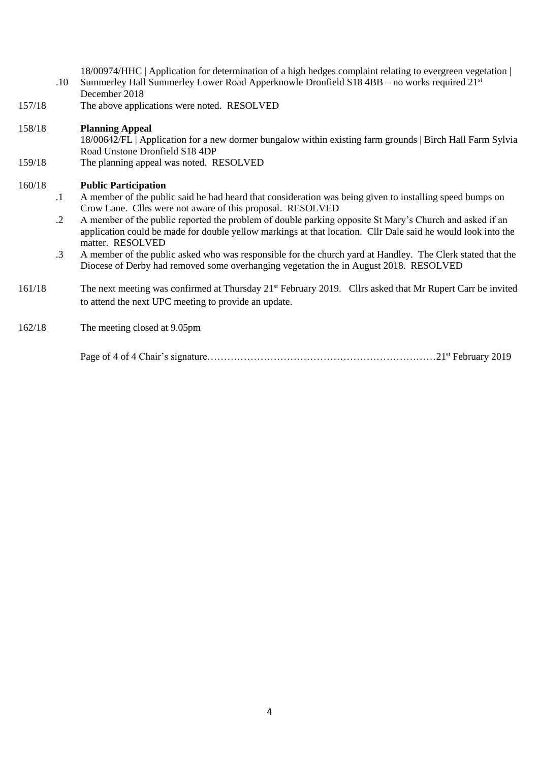.10 18/00974/HHC | Application for determination of a high hedges complaint relating to evergreen vegetation | Summerley Hall Summerley Lower Road Apperknowle Dronfield S18 4BB – no works required 21st December 2018

157/18 The above applications were noted. RESOLVED

158/18 **Planning Appeal**

18/00642/FL | Application for a new dormer bungalow within existing farm grounds | Birch Hall Farm Sylvia Road Unstone Dronfield S18 4DP

159/18 The planning appeal was noted. RESOLVED

160/18 **Public Participation**

.1 A member of the public said he had heard that consideration was being given to installing speed bumps on Crow Lane. Cllrs were not aware of this proposal. RESOLVED

.2 A member of the public reported the problem of double parking opposite St Mary's Church and asked if an application could be made for double yellow markings at that location. Cllr Dale said he would look into the matter. RESOLVED

.3 A member of the public asked who was responsible for the church yard at Handley. The Clerk stated that the Diocese of Derby had removed some overhanging vegetation the in August 2018. RESOLVED

161/18 The next meeting was confirmed at Thursday 21st February 2019. Cllrs asked that Mr Rupert Carr be invited to attend the next UPC meeting to provide an update.

162/18 The meeting closed at 9.05pm

Page of 4 of 4 Chair's signature……………………………………………………………21st February 2019